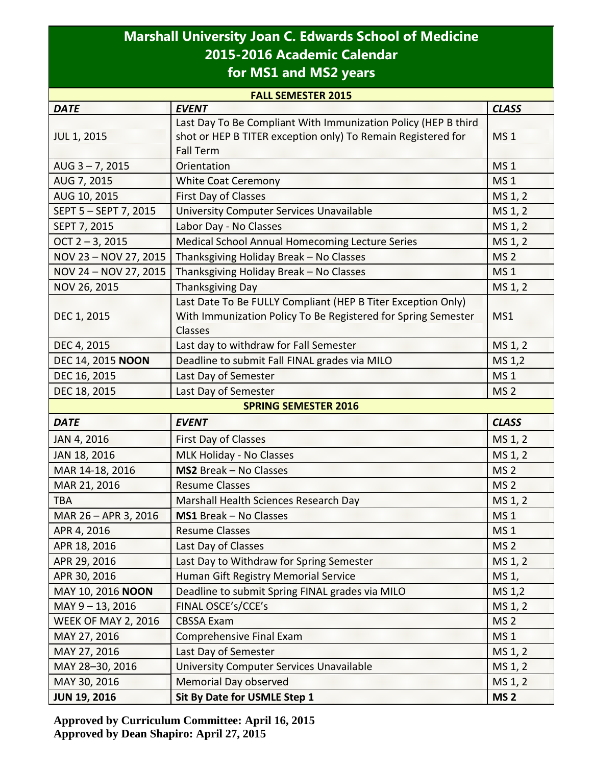# Marshall University Joan C. Edwards School of Medicine
# 2015-2016 Academic Calendar
# for MS1 and MS2 years

**FALL SEMESTER 2015**

| ***DATE*** | ***EVENT*** | ***CLASS*** |
|---|---|---|
| JUL 1, 2015 | Last Day To Be Compliant With Immunization Policy (HEP B third shot or HEP B TITER exception only) To Remain Registered for Fall Term | MS 1 |
| AUG 3 – 7, 2015 | Orientation | MS 1 |
| AUG 7, 2015 | White Coat Ceremony | MS 1 |
| AUG 10, 2015 | First Day of Classes | MS 1, 2 |
| SEPT 5 – SEPT 7, 2015 | University Computer Services Unavailable | MS 1, 2 |
| SEPT 7, 2015 | Labor Day - No Classes | MS 1, 2 |
| OCT 2 – 3, 2015 | Medical School Annual Homecoming Lecture Series | MS 1, 2 |
| NOV 23 – NOV 27, 2015 | Thanksgiving Holiday Break – No Classes | MS 2 |
| NOV 24 – NOV 27, 2015 | Thanksgiving Holiday Break – No Classes | MS 1 |
| NOV 26, 2015 | Thanksgiving Day | MS 1, 2 |
| DEC 1, 2015 | Last Date To Be FULLY Compliant (HEP B Titer Exception Only) With Immunization Policy To Be Registered for Spring Semester Classes | MS1 |
| DEC 4, 2015 | Last day to withdraw for Fall Semester | MS 1, 2 |
| DEC 14, 2015 **NOON** | Deadline to submit Fall FINAL grades via MILO | MS 1,2 |
| DEC 16, 2015 | Last Day of Semester | MS 1 |
| DEC 18, 2015 | Last Day of Semester | MS 2 |

**SPRING SEMESTER 2016**

| ***DATE*** | ***EVENT*** | ***CLASS*** |
|---|---|---|
| JAN 4, 2016 | First Day of Classes | MS 1, 2 |
| JAN 18, 2016 | MLK Holiday - No Classes | MS 1, 2 |
| MAR 14-18, 2016 | **MS2** Break – No Classes | MS 2 |
| MAR 21, 2016 | Resume Classes | MS 2 |
| TBA | Marshall Health Sciences Research Day | MS 1, 2 |
| MAR 26 – APR 3, 2016 | **MS1** Break – No Classes | MS 1 |
| APR 4, 2016 | Resume Classes | MS 1 |
| APR 18, 2016 | Last Day of Classes | MS 2 |
| APR 29, 2016 | Last Day to Withdraw for Spring Semester | MS 1, 2 |
| APR 30, 2016 | Human Gift Registry Memorial Service | MS 1, |
| MAY 10, 2016 **NOON** | Deadline to submit Spring FINAL grades via MILO | MS 1,2 |
| MAY 9 – 13, 2016 | FINAL OSCE's/CCE's | MS 1, 2 |
| WEEK OF MAY 2, 2016 | CBSSA Exam | MS 2 |
| MAY 27, 2016 | Comprehensive Final Exam | MS 1 |
| MAY 27, 2016 | Last Day of Semester | MS 1, 2 |
| MAY 28–30, 2016 | University Computer Services Unavailable | MS 1, 2 |
| MAY 30, 2016 | Memorial Day observed | MS 1, 2 |
| **JUN 19, 2016** | **Sit By Date for USMLE Step 1** | **MS 2** |

**Approved by Curriculum Committee: April 16, 2015**
**Approved by Dean Shapiro: April 27, 2015**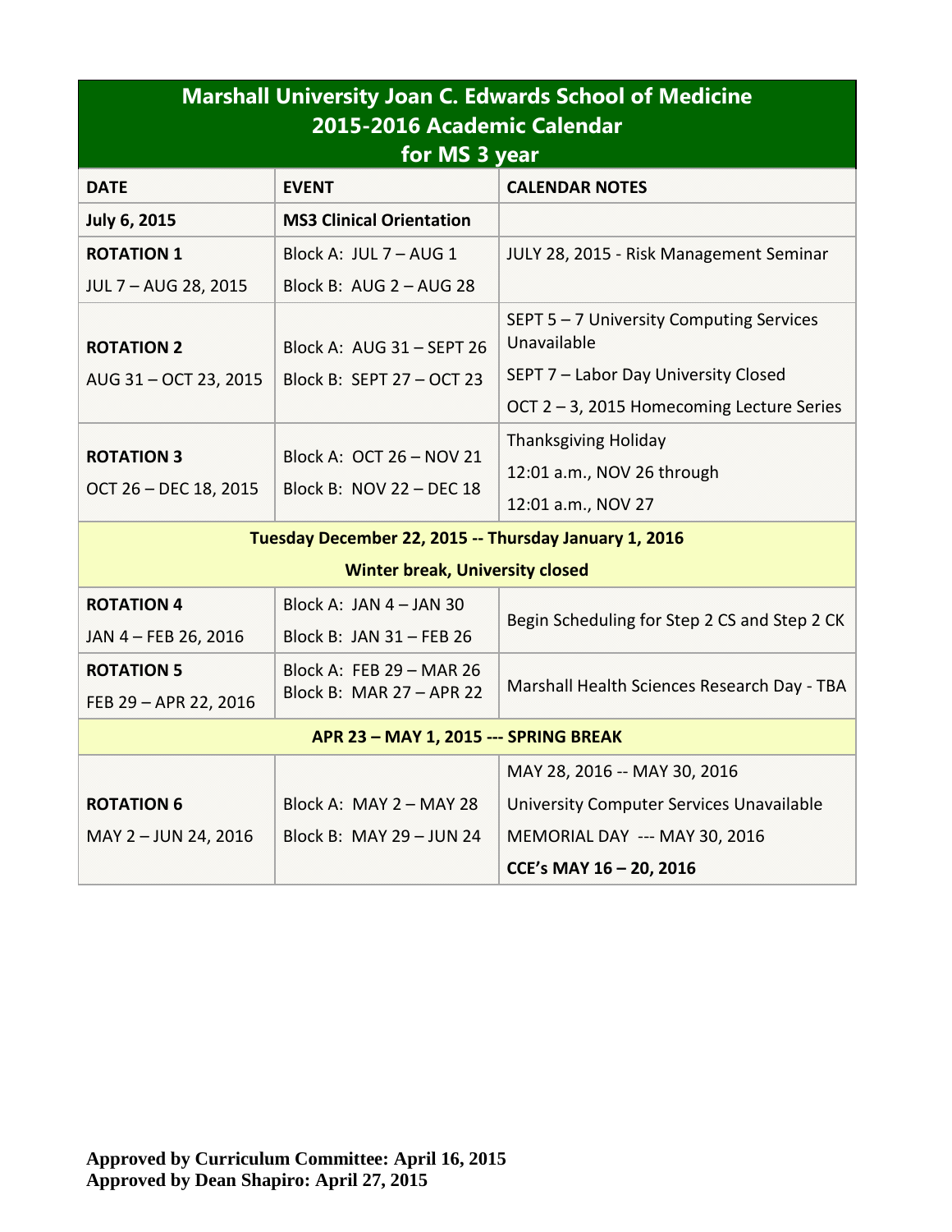# Marshall University Joan C. Edwards School of Medicine
## 2015-2016 Academic Calendar
## for MS 3 year

| DATE | EVENT | CALENDAR NOTES |
|---|---|---|
| **July 6, 2015** | **MS3 Clinical Orientation** | |
| **ROTATION 1**<br>JUL 7 – AUG 28, 2015 | Block A: JUL 7 – AUG 1<br>Block B: AUG 2 – AUG 28 | JULY 28, 2015 - Risk Management Seminar |
| **ROTATION 2**<br>AUG 31 – OCT 23, 2015 | Block A: AUG 31 – SEPT 26<br>Block B: SEPT 27 – OCT 23 | SEPT 5 – 7 University Computing Services Unavailable<br>SEPT 7 – Labor Day University Closed<br>OCT 2 – 3, 2015 Homecoming Lecture Series |
| **ROTATION 3**<br>OCT 26 – DEC 18, 2015 | Block A: OCT 26 – NOV 21<br>Block B: NOV 22 – DEC 18 | Thanksgiving Holiday<br>12:01 a.m., NOV 26 through<br>12:01 a.m., NOV 27 |
| **Tuesday December 22, 2015 -- Thursday January 1, 2016**<br>**Winter break, University closed** | | |
| **ROTATION 4**<br>JAN 4 – FEB 26, 2016 | Block A: JAN 4 – JAN 30<br>Block B: JAN 31 – FEB 26 | Begin Scheduling for Step 2 CS and Step 2 CK |
| **ROTATION 5**<br>FEB 29 – APR 22, 2016 | Block A: FEB 29 – MAR 26<br>Block B: MAR 27 – APR 22 | Marshall Health Sciences Research Day - TBA |
| **APR 23 – MAY 1, 2015 --- SPRING BREAK** | | |
| **ROTATION 6**<br>MAY 2 – JUN 24, 2016 | Block A: MAY 2 – MAY 28<br>Block B: MAY 29 – JUN 24 | MAY 28, 2016 -- MAY 30, 2016<br>University Computer Services Unavailable<br>MEMORIAL DAY --- MAY 30, 2016<br>**CCE's MAY 16 – 20, 2016** |

**Approved by Curriculum Committee: April 16, 2015**
**Approved by Dean Shapiro: April 27, 2015**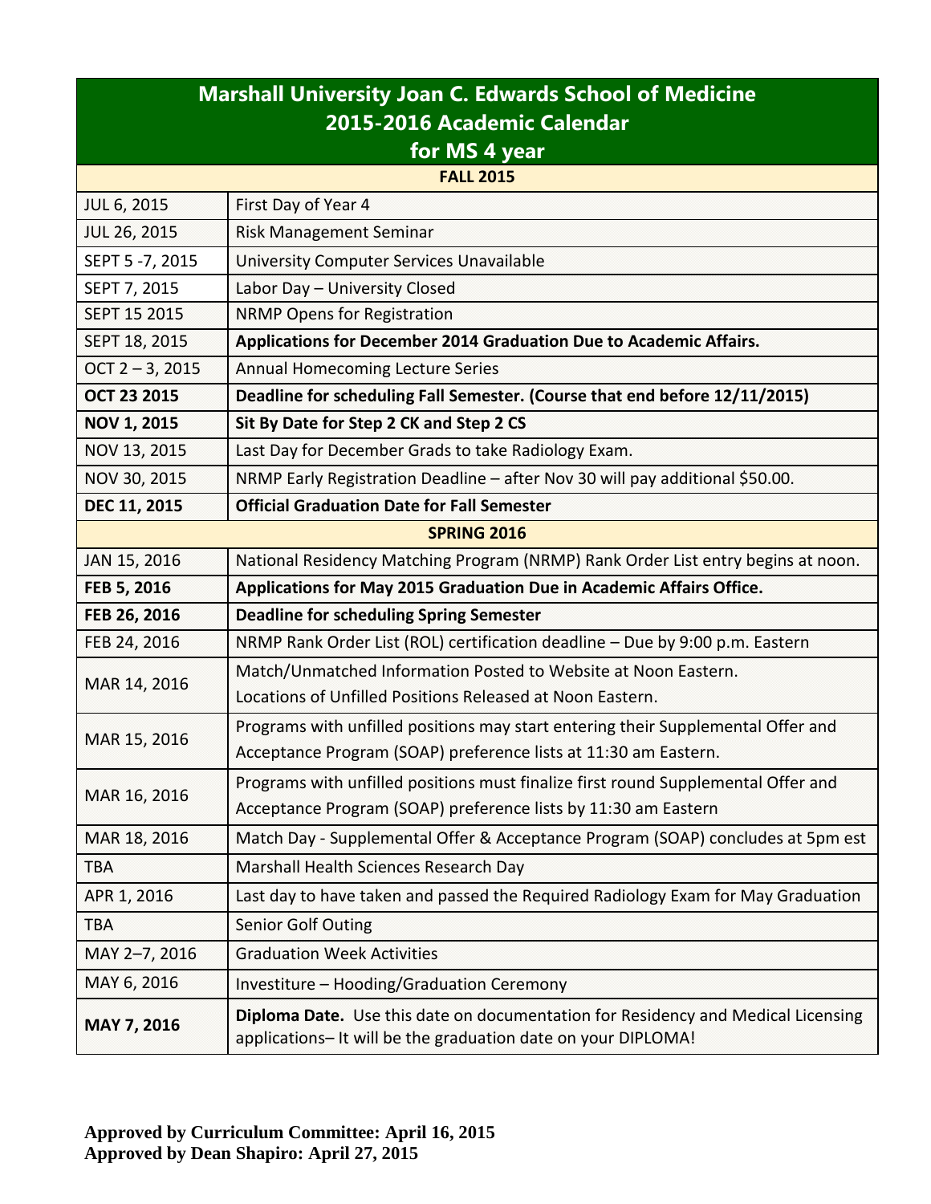# Marshall University Joan C. Edwards School of Medicine
## 2015-2016 Academic Calendar
## for MS 4 year

| | |
|---|---|
| **FALL 2015** | |
| JUL 6, 2015 | First Day of Year 4 |
| JUL 26, 2015 | Risk Management Seminar |
| SEPT 5 -7, 2015 | University Computer Services Unavailable |
| SEPT 7, 2015 | Labor Day – University Closed |
| SEPT 15 2015 | NRMP Opens for Registration |
| SEPT 18, 2015 | **Applications for December 2014 Graduation Due to Academic Affairs.** |
| OCT 2 – 3, 2015 | Annual Homecoming Lecture Series |
| **OCT 23 2015** | **Deadline for scheduling Fall Semester. (Course that end before 12/11/2015)** |
| **NOV 1, 2015** | **Sit By Date for Step 2 CK and Step 2 CS** |
| NOV 13, 2015 | Last Day for December Grads to take Radiology Exam. |
| NOV 30, 2015 | NRMP Early Registration Deadline – after Nov 30 will pay additional $50.00. |
| **DEC 11, 2015** | **Official Graduation Date for Fall Semester** |
| **SPRING 2016** | |
| JAN 15, 2016 | National Residency Matching Program (NRMP) Rank Order List entry begins at noon. |
| **FEB 5, 2016** | **Applications for May 2015 Graduation Due in Academic Affairs Office.** |
| **FEB 26, 2016** | **Deadline for scheduling Spring Semester** |
| FEB 24, 2016 | NRMP Rank Order List (ROL) certification deadline – Due by 9:00 p.m. Eastern |
| MAR 14, 2016 | Match/Unmatched Information Posted to Website at Noon Eastern.<br>Locations of Unfilled Positions Released at Noon Eastern. |
| MAR 15, 2016 | Programs with unfilled positions may start entering their Supplemental Offer and Acceptance Program (SOAP) preference lists at 11:30 am Eastern. |
| MAR 16, 2016 | Programs with unfilled positions must finalize first round Supplemental Offer and Acceptance Program (SOAP) preference lists by 11:30 am Eastern |
| MAR 18, 2016 | Match Day - Supplemental Offer & Acceptance Program (SOAP) concludes at 5pm est |
| TBA | Marshall Health Sciences Research Day |
| APR 1, 2016 | Last day to have taken and passed the Required Radiology Exam for May Graduation |
| TBA | Senior Golf Outing |
| MAY 2–7, 2016 | Graduation Week Activities |
| MAY 6, 2016 | Investiture – Hooding/Graduation Ceremony |
| **MAY 7, 2016** | **Diploma Date.** Use this date on documentation for Residency and Medical Licensing applications– It will be the graduation date on your DIPLOMA! |

**Approved by Curriculum Committee: April 16, 2015**
**Approved by Dean Shapiro: April 27, 2015**